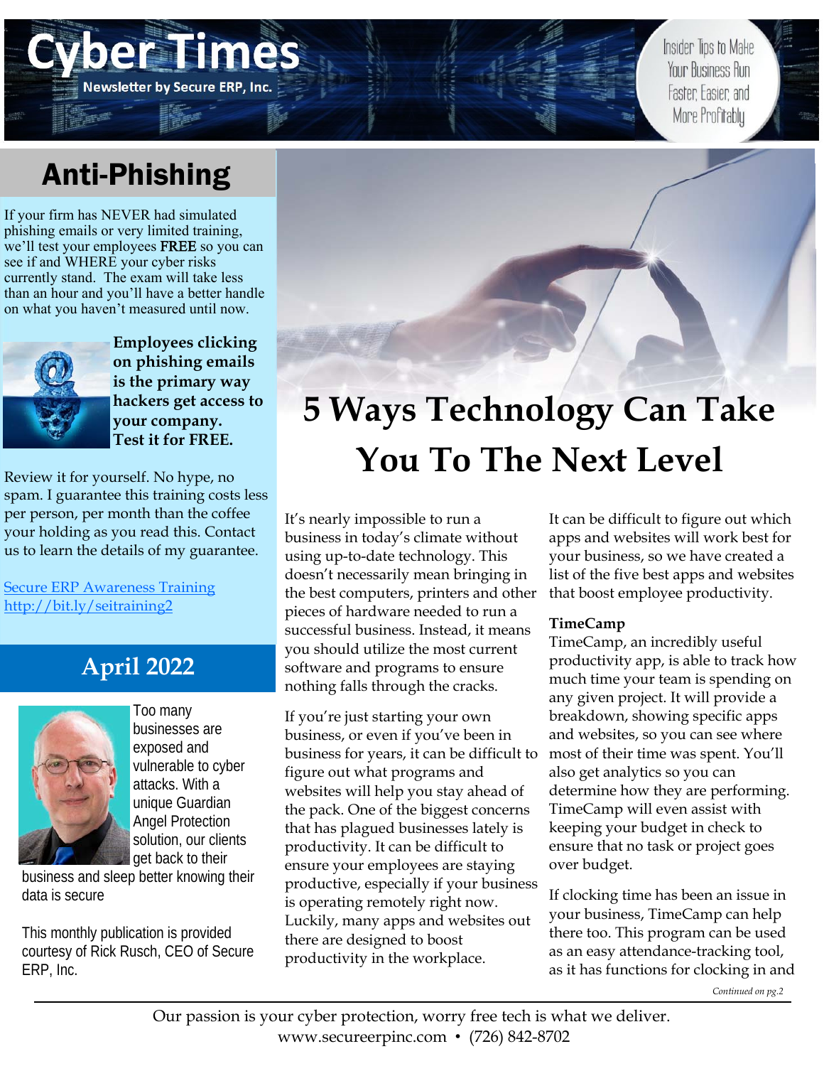# Cyber Times

Newsletter by Secure ERP, Inc.

Insider Tips to Make Your Business Run Faster, Easier, and More Profitably

## Anti-Phishing

If your firm has NEVER had simulated phishing emails or very limited training, we'll test your employees FREE so you can see if and WHERE your cyber risks currently stand. The exam will take less than an hour and you'll have a better handle on what you haven't measured until now.

**Employees clicking on phishing emails is the primary way hackers get access to your company. Test it for FREE.**

Review it for yourself. No hype, no spam. I guarantee this training costs less per person, per month than the coffee your holding as you read this. Contact us to learn the details of my guarantee.

Secure ERP Awareness Training
http://bit.ly/seitraining2

## April 2022

Too many businesses are exposed and vulnerable to cyber attacks. With a unique Guardian Angel Protection solution, our clients get back to their business and sleep better knowing their data is secure

This monthly publication is provided courtesy of Rick Rusch, CEO of Secure ERP, Inc.

# 5 Ways Technology Can Take You To The Next Level

It's nearly impossible to run a business in today's climate without using up-to-date technology. This doesn't necessarily mean bringing in the best computers, printers and other pieces of hardware needed to run a successful business. Instead, it means you should utilize the most current software and programs to ensure nothing falls through the cracks.

If you're just starting your own business, or even if you've been in business for years, it can be difficult to figure out what programs and websites will help you stay ahead of the pack. One of the biggest concerns that has plagued businesses lately is productivity. It can be difficult to ensure your employees are staying productive, especially if your business is operating remotely right now. Luckily, many apps and websites out there are designed to boost productivity in the workplace.

It can be difficult to figure out which apps and websites will work best for your business, so we have created a list of the five best apps and websites that boost employee productivity.

**TimeCamp**
TimeCamp, an incredibly useful productivity app, is able to track how much time your team is spending on any given project. It will provide a breakdown, showing specific apps and websites, so you can see where most of their time was spent. You'll also get analytics so you can determine how they are performing. TimeCamp will even assist with keeping your budget in check to ensure that no task or project goes over budget.

If clocking time has been an issue in your business, TimeCamp can help there too. This program can be used as an easy attendance-tracking tool, as it has functions for clocking in and

*Continued on pg.2*

Our passion is your cyber protection, worry free tech is what we deliver.
www.secureerpinc.com • (726) 842-8702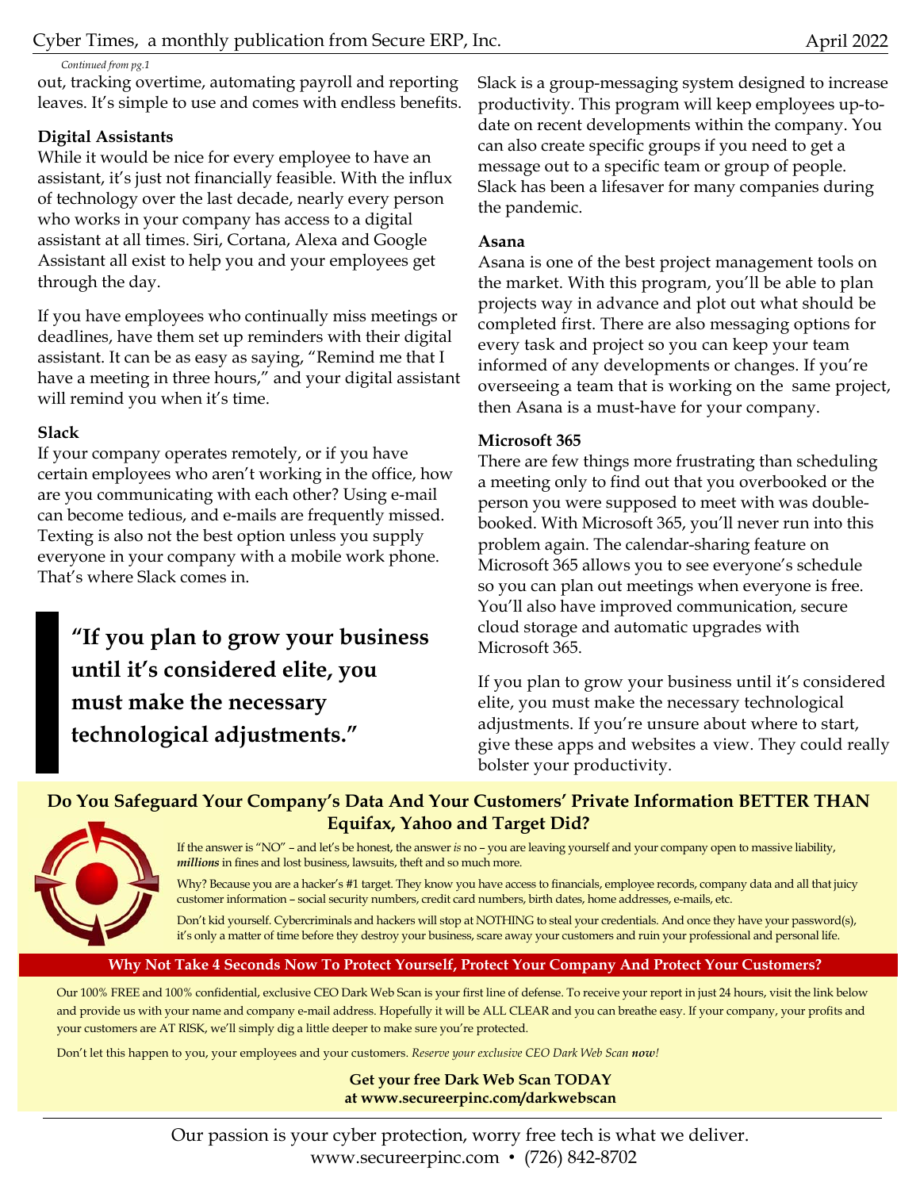*Continued from pg.1*

out, tracking overtime, automating payroll and reporting leaves. It's simple to use and comes with endless benefits.

**Digital Assistants**

While it would be nice for every employee to have an assistant, it's just not financially feasible. With the influx of technology over the last decade, nearly every person who works in your company has access to a digital assistant at all times. Siri, Cortana, Alexa and Google Assistant all exist to help you and your employees get through the day.

If you have employees who continually miss meetings or deadlines, have them set up reminders with their digital assistant. It can be as easy as saying, "Remind me that I have a meeting in three hours," and your digital assistant will remind you when it's time.

**Slack**

If your company operates remotely, or if you have certain employees who aren't working in the office, how are you communicating with each other? Using e-mail can become tedious, and e-mails are frequently missed. Texting is also not the best option unless you supply everyone in your company with a mobile work phone. That's where Slack comes in.

> **"If you plan to grow your business until it's considered elite, you must make the necessary technological adjustments."**

Slack is a group-messaging system designed to increase productivity. This program will keep employees up-to-date on recent developments within the company. You can also create specific groups if you need to get a message out to a specific team or group of people. Slack has been a lifesaver for many companies during the pandemic.

**Asana**

Asana is one of the best project management tools on the market. With this program, you'll be able to plan projects way in advance and plot out what should be completed first. There are also messaging options for every task and project so you can keep your team informed of any developments or changes. If you're overseeing a team that is working on the same project, then Asana is a must-have for your company.

**Microsoft 365**

There are few things more frustrating than scheduling a meeting only to find out that you overbooked or the person you were supposed to meet with was double-booked. With Microsoft 365, you'll never run into this problem again. The calendar-sharing feature on Microsoft 365 allows you to see everyone's schedule so you can plan out meetings when everyone is free. You'll also have improved communication, secure cloud storage and automatic upgrades with Microsoft 365.

If you plan to grow your business until it's considered elite, you must make the necessary technological adjustments. If you're unsure about where to start, give these apps and websites a view. They could really bolster your productivity.

## Do You Safeguard Your Company's Data And Your Customers' Private Information BETTER THAN Equifax, Yahoo and Target Did?

If the answer is "NO" – and let's be honest, the answer *is* no – you are leaving yourself and your company open to massive liability, ***millions*** in fines and lost business, lawsuits, theft and so much more.

Why? Because you are a hacker's #1 target. They know you have access to financials, employee records, company data and all that juicy customer information – social security numbers, credit card numbers, birth dates, home addresses, e-mails, etc.

Don't kid yourself. Cybercriminals and hackers will stop at NOTHING to steal your credentials. And once they have your password(s), it's only a matter of time before they destroy your business, scare away your customers and ruin your professional and personal life.

**Why Not Take 4 Seconds Now To Protect Yourself, Protect Your Company And Protect Your Customers?**

Our 100% FREE and 100% confidential, exclusive CEO Dark Web Scan is your first line of defense. To receive your report in just 24 hours, visit the link below and provide us with your name and company e-mail address. Hopefully it will be ALL CLEAR and you can breathe easy. If your company, your profits and your customers are AT RISK, we'll simply dig a little deeper to make sure you're protected.

Don't let this happen to you, your employees and your customers. *Reserve your exclusive CEO Dark Web Scan **now**!*

**Get your free Dark Web Scan TODAY at www.secureerpinc.com/darkwebscan**

Our passion is your cyber protection, worry free tech is what we deliver.
www.secureerpinc.com • (726) 842-8702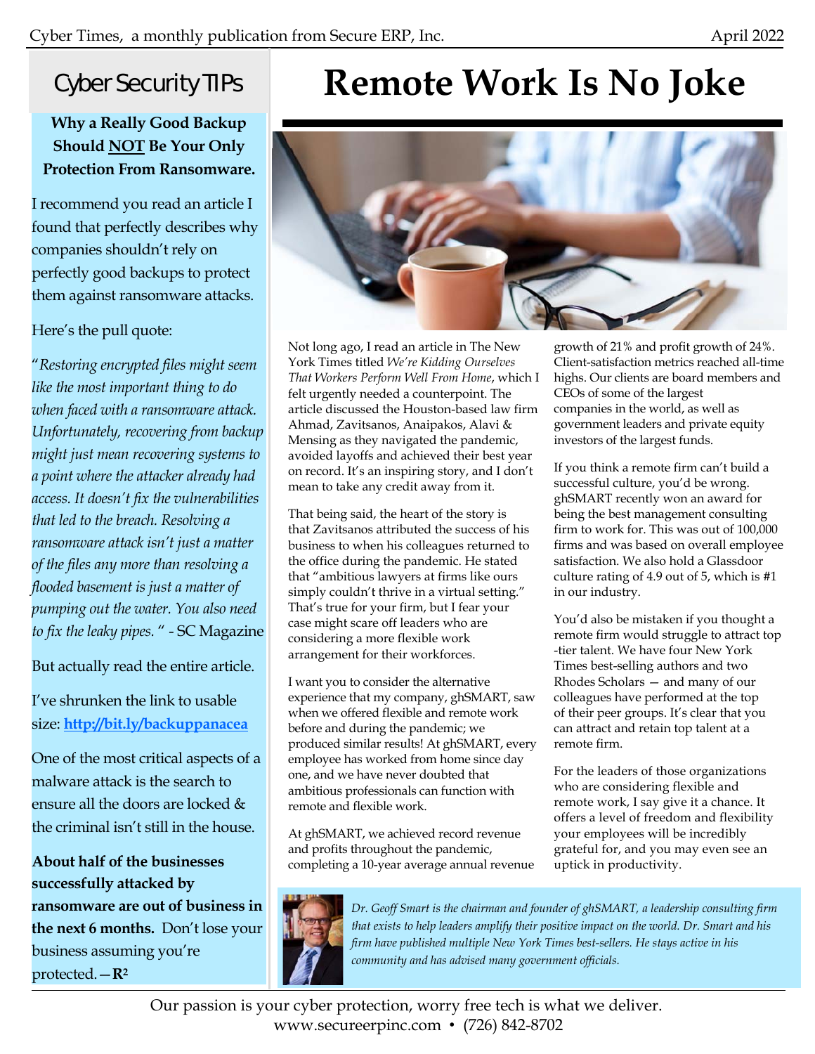## Cyber Security TIPs

**Why a Really Good Backup Should NOT Be Your Only Protection From Ransomware.**

I recommend you read an article I found that perfectly describes why companies shouldn't rely on perfectly good backups to protect them against ransomware attacks.

Here's the pull quote:

"*Restoring encrypted files might seem like the most important thing to do when faced with a ransomware attack. Unfortunately, recovering from backup might just mean recovering systems to a point where the attacker already had access. It doesn't fix the vulnerabilities that led to the breach. Resolving a ransomware attack isn't just a matter of the files any more than resolving a flooded basement is just a matter of pumping out the water. You also need to fix the leaky pipes.*" - SC Magazine

But actually read the entire article.

I've shrunken the link to usable size: **http://bit.ly/backuppanacea**

One of the most critical aspects of a malware attack is the search to ensure all the doors are locked & the criminal isn't still in the house.

**About half of the businesses successfully attacked by ransomware are out of business in the next 6 months.** Don't lose your business assuming you're protected. —**R²**

# Remote Work Is No Joke

Not long ago, I read an article in The New York Times titled *We're Kidding Ourselves That Workers Perform Well From Home*, which I felt urgently needed a counterpoint. The article discussed the Houston-based law firm Ahmad, Zavitsanos, Anaipakos, Alavi & Mensing as they navigated the pandemic, avoided layoffs and achieved their best year on record. It's an inspiring story, and I don't mean to take any credit away from it.

That being said, the heart of the story is that Zavitsanos attributed the success of his business to when his colleagues returned to the office during the pandemic. He stated that "ambitious lawyers at firms like ours simply couldn't thrive in a virtual setting." That's true for your firm, but I fear your case might scare off leaders who are considering a more flexible work arrangement for their workforces.

I want you to consider the alternative experience that my company, ghSMART, saw when we offered flexible and remote work before and during the pandemic; we produced similar results! At ghSMART, every employee has worked from home since day one, and we have never doubted that ambitious professionals can function with remote and flexible work.

At ghSMART, we achieved record revenue and profits throughout the pandemic, completing a 10-year average annual revenue growth of 21% and profit growth of 24%. Client-satisfaction metrics reached all-time highs. Our clients are board members and CEOs of some of the largest companies in the world, as well as government leaders and private equity investors of the largest funds.

If you think a remote firm can't build a successful culture, you'd be wrong. ghSMART recently won an award for being the best management consulting firm to work for. This was out of 100,000 firms and was based on overall employee satisfaction. We also hold a Glassdoor culture rating of 4.9 out of 5, which is #1 in our industry.

You'd also be mistaken if you thought a remote firm would struggle to attract top -tier talent. We have four New York Times best-selling authors and two Rhodes Scholars — and many of our colleagues have performed at the top of their peer groups. It's clear that you can attract and retain top talent at a remote firm.

For the leaders of those organizations who are considering flexible and remote work, I say give it a chance. It offers a level of freedom and flexibility your employees will be incredibly grateful for, and you may even see an uptick in productivity.

*Dr. Geoff Smart is the chairman and founder of ghSMART, a leadership consulting firm that exists to help leaders amplify their positive impact on the world. Dr. Smart and his firm have published multiple New York Times best-sellers. He stays active in his community and has advised many government officials.*

Our passion is your cyber protection, worry free tech is what we deliver.
www.secureerpinc.com • (726) 842-8702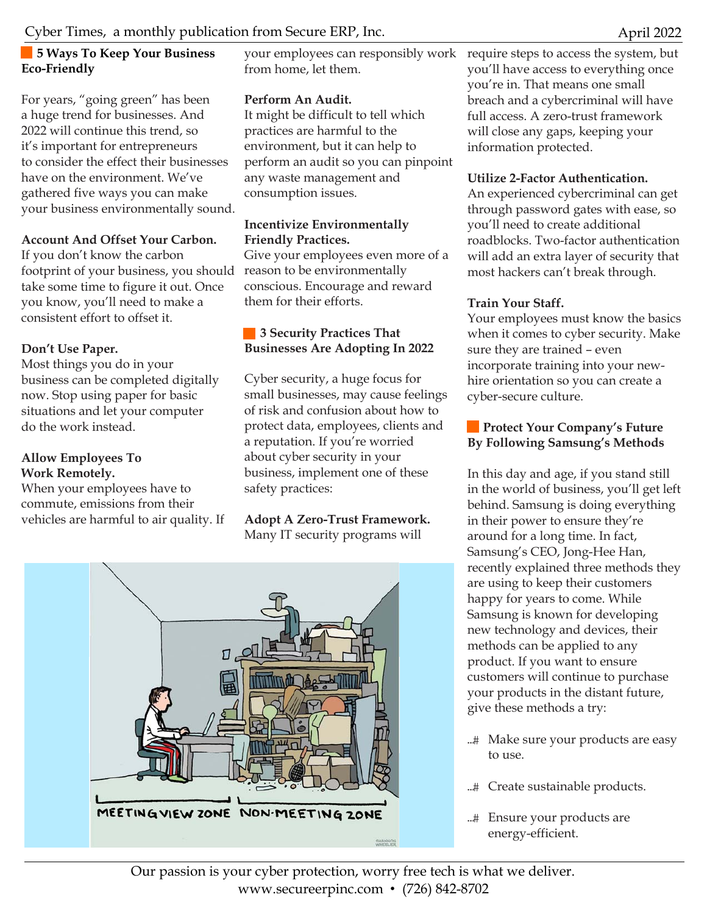## 5 Ways To Keep Your Business Eco-Friendly

For years, "going green" has been a huge trend for businesses. And 2022 will continue this trend, so it's important for entrepreneurs to consider the effect their businesses have on the environment. We've gathered five ways you can make your business environmentally sound.

**Account And Offset Your Carbon.**
If you don't know the carbon footprint of your business, you should take some time to figure it out. Once you know, you'll need to make a consistent effort to offset it.

**Don't Use Paper.**
Most things you do in your business can be completed digitally now. Stop using paper for basic situations and let your computer do the work instead.

**Allow Employees To Work Remotely.**
When your employees have to commute, emissions from their vehicles are harmful to air quality. If your employees can responsibly work from home, let them.

**Perform An Audit.**
It might be difficult to tell which practices are harmful to the environment, but it can help to perform an audit so you can pinpoint any waste management and consumption issues.

**Incentivize Environmentally Friendly Practices.**
Give your employees even more of a reason to be environmentally conscious. Encourage and reward them for their efforts.

## 3 Security Practices That Businesses Are Adopting In 2022

Cyber security, a huge focus for small businesses, may cause feelings of risk and confusion about how to protect data, employees, clients and a reputation. If you're worried about cyber security in your business, implement one of these safety practices:

**Adopt A Zero-Trust Framework.**
Many IT security programs will require steps to access the system, but you'll have access to everything once you're in. That means one small breach and a cybercriminal will have full access. A zero-trust framework will close any gaps, keeping your information protected.

**Utilize 2-Factor Authentication.**
An experienced cybercriminal can get through password gates with ease, so you'll need to create additional roadblocks. Two-factor authentication will add an extra layer of security that most hackers can't break through.

**Train Your Staff.**
Your employees must know the basics when it comes to cyber security. Make sure they are trained – even incorporate training into your new-hire orientation so you can create a cyber-secure culture.

## Protect Your Company's Future By Following Samsung's Methods

In this day and age, if you stand still in the world of business, you'll get left behind. Samsung is doing everything in their power to ensure they're around for a long time. In fact, Samsung's CEO, Jong-Hee Han, recently explained three methods they are using to keep their customers happy for years to come. While Samsung is known for developing new technology and devices, their methods can be applied to any product. If you want to ensure customers will continue to purchase your products in the distant future, give these methods a try:

- Make sure your products are easy to use.
- Create sustainable products.
- Ensure your products are energy-efficient.

MEETING VIEW ZONE NON-MEETING ZONE

SHANNON WHEELER

Our passion is your cyber protection, worry free tech is what we deliver.
www.secureerpinc.com • (726) 842-8702